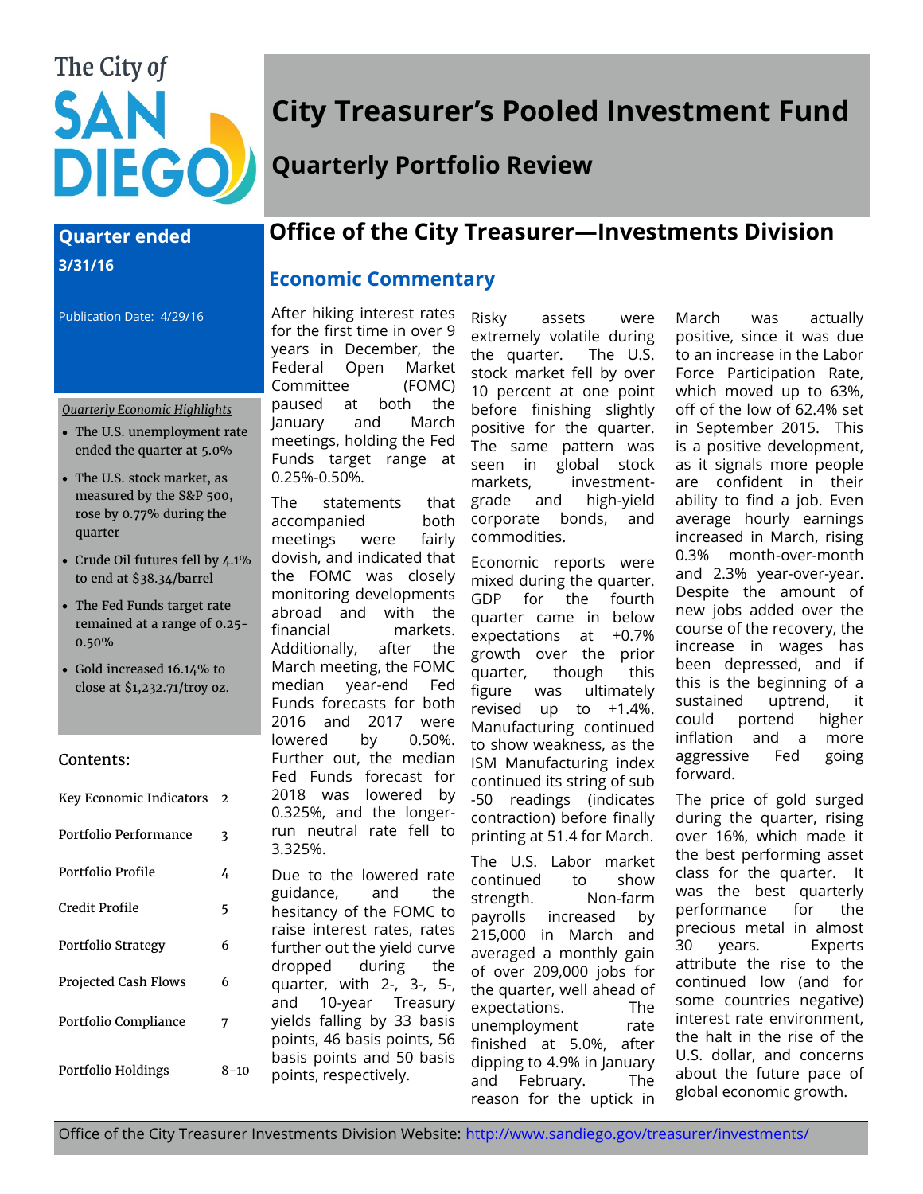The City of SAN DIEGO

# City Treasurer's Pooled Investment Fund

## Quarterly Portfolio Review

**Quarter ended 3/31/16**

Publication Date: 4/29/16

*Quarterly Economic Highlights*

- The U.S. unemployment rate ended the quarter at 5.0%
- The U.S. stock market, as measured by the S&P 500, rose by 0.77% during the quarter
- Crude Oil futures fell by 4.1% to end at $38.34/barrel
- The Fed Funds target rate remained at a range of 0.25-0.50%
- Gold increased 16.14% to close at $1,232.71/troy oz.

Contents:

| | |
|---|---|
| Key Economic Indicators | 2 |
| Portfolio Performance | 3 |
| Portfolio Profile | 4 |
| Credit Profile | 5 |
| Portfolio Strategy | 6 |
| Projected Cash Flows | 6 |
| Portfolio Compliance | 7 |
| Portfolio Holdings | 8–10 |

## Office of the City Treasurer—Investments Division

### Economic Commentary

After hiking interest rates for the first time in over 9 years in December, the Federal Open Market Committee (FOMC) paused at both the January and March meetings, holding the Fed Funds target range at 0.25%-0.50%.

The statements that accompanied both meetings were fairly dovish, and indicated that the FOMC was closely monitoring developments abroad and with the financial markets. Additionally, after the March meeting, the FOMC median year-end Fed Funds forecasts for both 2016 and 2017 were lowered by 0.50%. Further out, the median Fed Funds forecast for 2018 was lowered by 0.325%, and the longer-run neutral rate fell to 3.325%.

Due to the lowered rate guidance, and the hesitancy of the FOMC to raise interest rates, rates further out the yield curve dropped during the quarter, with 2-, 3-, 5-, and 10-year Treasury yields falling by 33 basis points, 46 basis points, 56 basis points and 50 basis points, respectively.

Risky assets were extremely volatile during the quarter. The U.S. stock market fell by over 10 percent at one point before finishing slightly positive for the quarter. The same pattern was seen in global stock markets, investment-grade and high-yield corporate bonds, and commodities.

Economic reports were mixed during the quarter. GDP for the fourth quarter came in below expectations at +0.7% growth over the prior quarter, though this figure was ultimately revised up to +1.4%. Manufacturing continued to show weakness, as the ISM Manufacturing index continued its string of sub -50 readings (indicates contraction) before finally printing at 51.4 for March.

The U.S. Labor market continued to show strength. Non-farm payrolls increased by 215,000 in March and averaged a monthly gain of over 209,000 jobs for the quarter, well ahead of expectations. The unemployment rate finished at 5.0%, after dipping to 4.9% in January and February. The reason for the uptick in March was actually positive, since it was due to an increase in the Labor Force Participation Rate, which moved up to 63%, off of the low of 62.4% set in September 2015. This is a positive development, as it signals more people are confident in their ability to find a job. Even average hourly earnings increased in March, rising 0.3% month-over-month and 2.3% year-over-year. Despite the amount of new jobs added over the course of the recovery, the increase in wages has been depressed, and if this is the beginning of a sustained uptrend, it could portend higher inflation and a more aggressive Fed going forward.

The price of gold surged during the quarter, rising over 16%, which made it the best performing asset class for the quarter. It was the best quarterly performance for the precious metal in almost 30 years. Experts attribute the rise to the continued low (and for some countries negative) interest rate environment, the halt in the rise of the U.S. dollar, and concerns about the future pace of global economic growth.

Office of the City Treasurer Investments Division Website: http://www.sandiego.gov/treasurer/investments/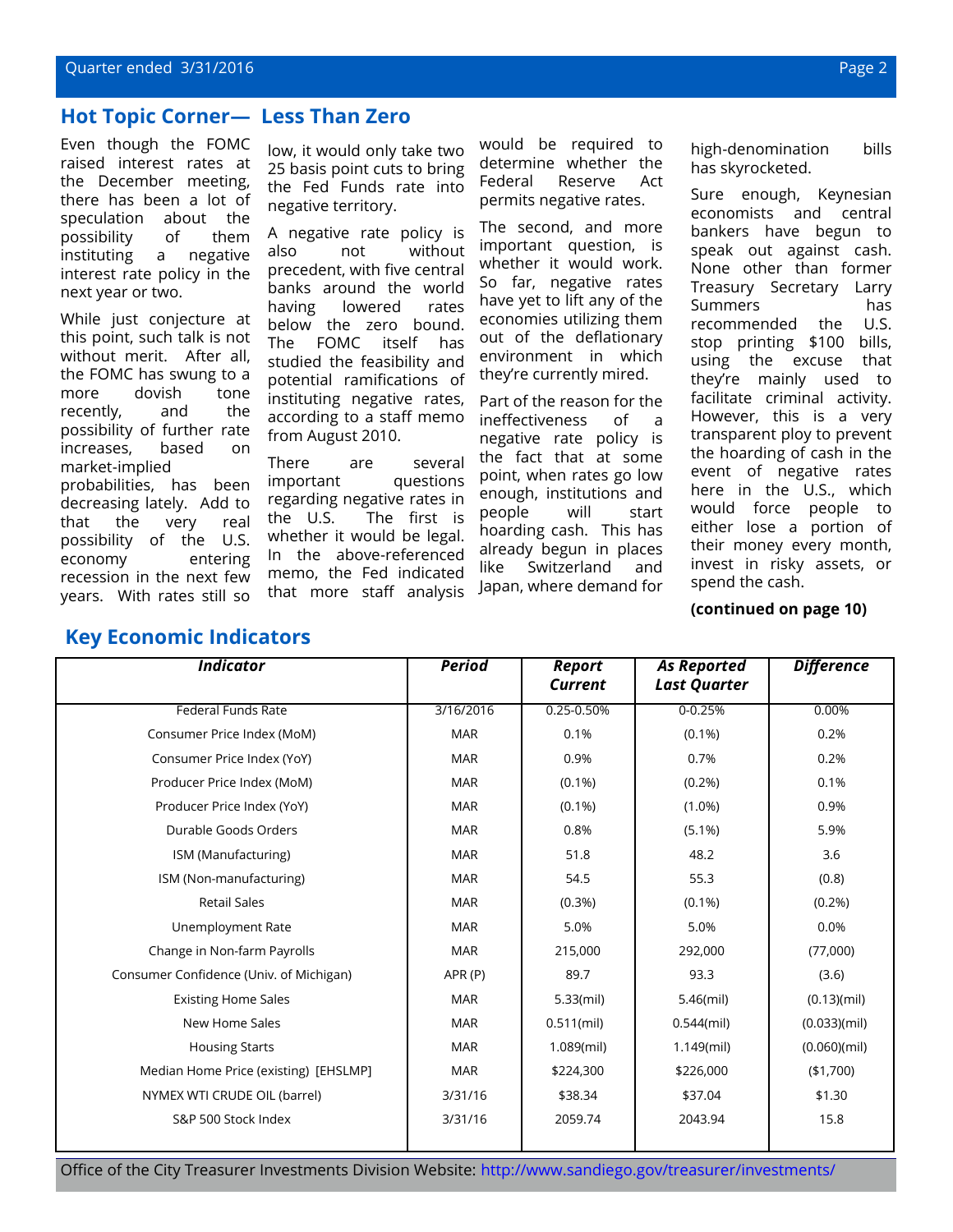## Hot Topic Corner— Less Than Zero

Even though the FOMC raised interest rates at the December meeting, there has been a lot of speculation about the possibility of them instituting a negative interest rate policy in the next year or two.

While just conjecture at this point, such talk is not without merit. After all, the FOMC has swung to a more dovish tone recently, and the possibility of further rate increases, based on market-implied probabilities, has been decreasing lately. Add to that the very real possibility of the U.S. economy entering recession in the next few years. With rates still so low, it would only take two 25 basis point cuts to bring the Fed Funds rate into negative territory.

A negative rate policy is also not without precedent, with five central banks around the world having lowered rates below the zero bound. The FOMC itself has studied the feasibility and potential ramifications of instituting negative rates, according to a staff memo from August 2010.

There are several important questions regarding negative rates in the U.S. The first is whether it would be legal. In the above-referenced memo, the Fed indicated that more staff analysis would be required to determine whether the Federal Reserve Act permits negative rates.

The second, and more important question, is whether it would work. So far, negative rates have yet to lift any of the economies utilizing them out of the deflationary environment in which they're currently mired.

Part of the reason for the ineffectiveness of a negative rate policy is the fact that at some point, when rates go low enough, institutions and people will start hoarding cash. This has already begun in places like Switzerland and Japan, where demand for high-denomination bills has skyrocketed.

Sure enough, Keynesian economists and central bankers have begun to speak out against cash. None other than former Treasury Secretary Larry Summers has recommended the U.S. stop printing $100 bills, using the excuse that they're mainly used to facilitate criminal activity. However, this is a very transparent ploy to prevent the hoarding of cash in the event of negative rates here in the U.S., which would force people to either lose a portion of their money every month, invest in risky assets, or spend the cash.

**(continued on page 10)**

## Key Economic Indicators

| *Indicator* | *Period* | *Report Current* | *As Reported Last Quarter* | *Difference* |
|---|---|---|---|---|
| Federal Funds Rate | 3/16/2016 | 0.25-0.50% | 0-0.25% | 0.00% |
| Consumer Price Index (MoM) | MAR | 0.1% | (0.1%) | 0.2% |
| Consumer Price Index (YoY) | MAR | 0.9% | 0.7% | 0.2% |
| Producer Price Index (MoM) | MAR | (0.1%) | (0.2%) | 0.1% |
| Producer Price Index (YoY) | MAR | (0.1%) | (1.0%) | 0.9% |
| Durable Goods Orders | MAR | 0.8% | (5.1%) | 5.9% |
| ISM (Manufacturing) | MAR | 51.8 | 48.2 | 3.6 |
| ISM (Non-manufacturing) | MAR | 54.5 | 55.3 | (0.8) |
| Retail Sales | MAR | (0.3%) | (0.1%) | (0.2%) |
| Unemployment Rate | MAR | 5.0% | 5.0% | 0.0% |
| Change in Non-farm Payrolls | MAR | 215,000 | 292,000 | (77,000) |
| Consumer Confidence (Univ. of Michigan) | APR (P) | 89.7 | 93.3 | (3.6) |
| Existing Home Sales | MAR | 5.33(mil) | 5.46(mil) | (0.13)(mil) |
| New Home Sales | MAR | 0.511(mil) | 0.544(mil) | (0.033)(mil) |
| Housing Starts | MAR | 1.089(mil) | 1.149(mil) | (0.060)(mil) |
| Median Home Price (existing) [EHSLMP] | MAR | $224,300 | $226,000 | ($1,700) |
| NYMEX WTI CRUDE OIL (barrel) | 3/31/16 | $38.34 | $37.04 | $1.30 |
| S&P 500 Stock Index | 3/31/16 | 2059.74 | 2043.94 | 15.8 |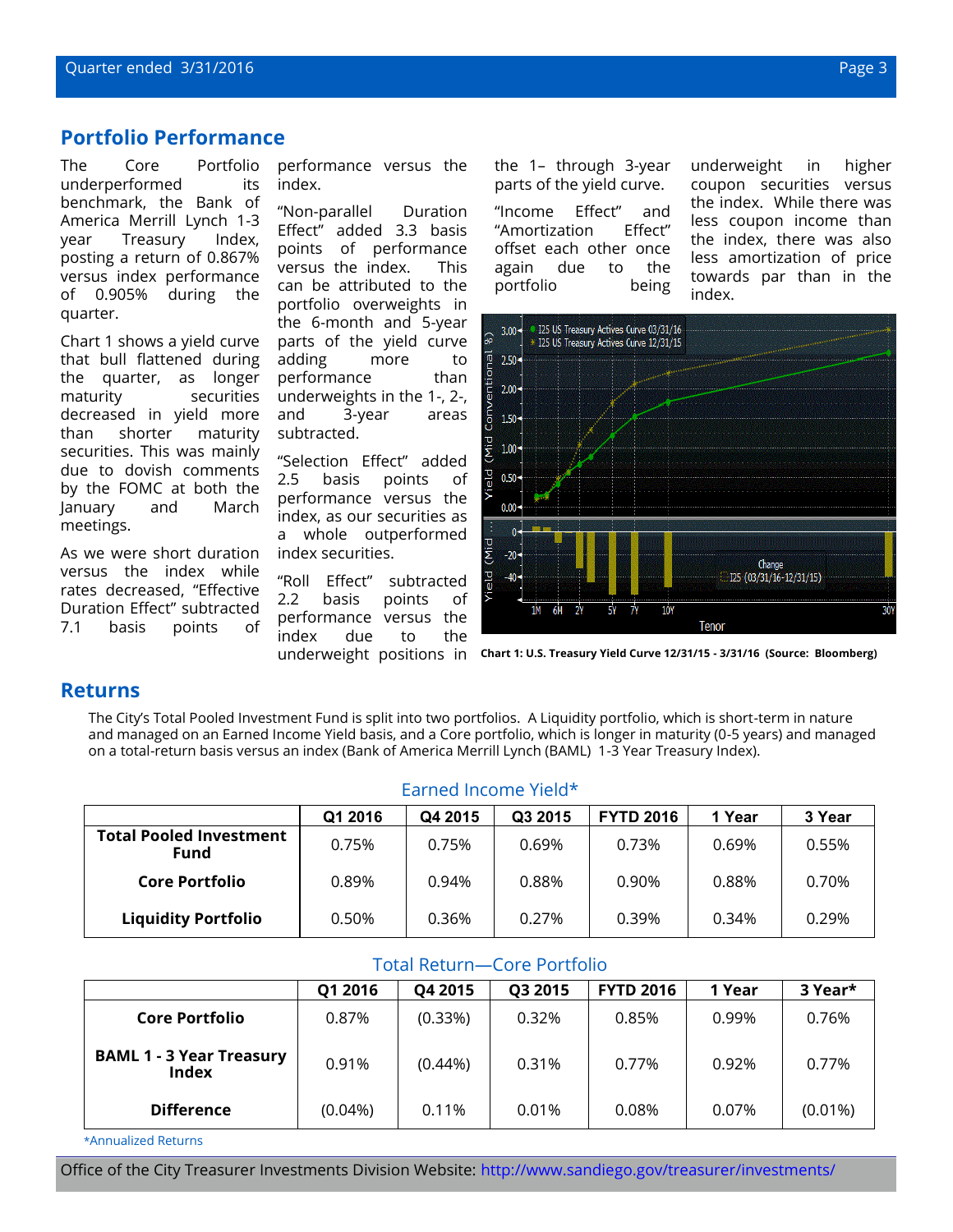## Portfolio Performance

The Core Portfolio underperformed its benchmark, the Bank of America Merrill Lynch 1-3 year Treasury Index, posting a return of 0.867% versus index performance of 0.905% during the quarter.

Chart 1 shows a yield curve that bull flattened during the quarter, as longer maturity securities decreased in yield more than shorter maturity securities. This was mainly due to dovish comments by the FOMC at both the January and March meetings.

As we were short duration versus the index while rates decreased, "Effective Duration Effect" subtracted 7.1 basis points of performance versus the index.

"Non-parallel Duration Effect" added 3.3 basis points of performance versus the index. This can be attributed to the portfolio overweights in the 6-month and 5-year parts of the yield curve adding more to performance than underweights in the 1-, 2-, and 3-year areas subtracted.

"Selection Effect" added 2.5 basis points of performance versus the index, as our securities as a whole outperformed index securities.

"Roll Effect" subtracted 2.2 basis points of performance versus the index due to the underweight positions in the 1– through 3-year parts of the yield curve.

"Income Effect" and "Amortization Effect" offset each other once again due to the portfolio being underweight in higher coupon securities versus the index. While there was less coupon income than the index, there was also less amortization of price towards par than in the index.

**Chart 1: U.S. Treasury Yield Curve 12/31/15 - 3/31/16 (Source: Bloomberg)**

## Returns

The City's Total Pooled Investment Fund is split into two portfolios. A Liquidity portfolio, which is short-term in nature and managed on an Earned Income Yield basis, and a Core portfolio, which is longer in maturity (0-5 years) and managed on a total-return basis versus an index (Bank of America Merrill Lynch (BAML) 1-3 Year Treasury Index).

### Earned Income Yield*

| | Q1 2016 | Q4 2015 | Q3 2015 | FYTD 2016 | 1 Year | 3 Year |
|---|---|---|---|---|---|---|
| **Total Pooled Investment Fund** | 0.75% | 0.75% | 0.69% | 0.73% | 0.69% | 0.55% |
| **Core Portfolio** | 0.89% | 0.94% | 0.88% | 0.90% | 0.88% | 0.70% |
| **Liquidity Portfolio** | 0.50% | 0.36% | 0.27% | 0.39% | 0.34% | 0.29% |

### Total Return—Core Portfolio

| | Q1 2016 | Q4 2015 | Q3 2015 | FYTD 2016 | 1 Year | 3 Year* |
|---|---|---|---|---|---|---|
| **Core Portfolio** | 0.87% | (0.33%) | 0.32% | 0.85% | 0.99% | 0.76% |
| **BAML 1 - 3 Year Treasury Index** | 0.91% | (0.44%) | 0.31% | 0.77% | 0.92% | 0.77% |
| **Difference** | (0.04%) | 0.11% | 0.01% | 0.08% | 0.07% | (0.01%) |

*Annualized Returns

Office of the City Treasurer Investments Division Website: http://www.sandiego.gov/treasurer/investments/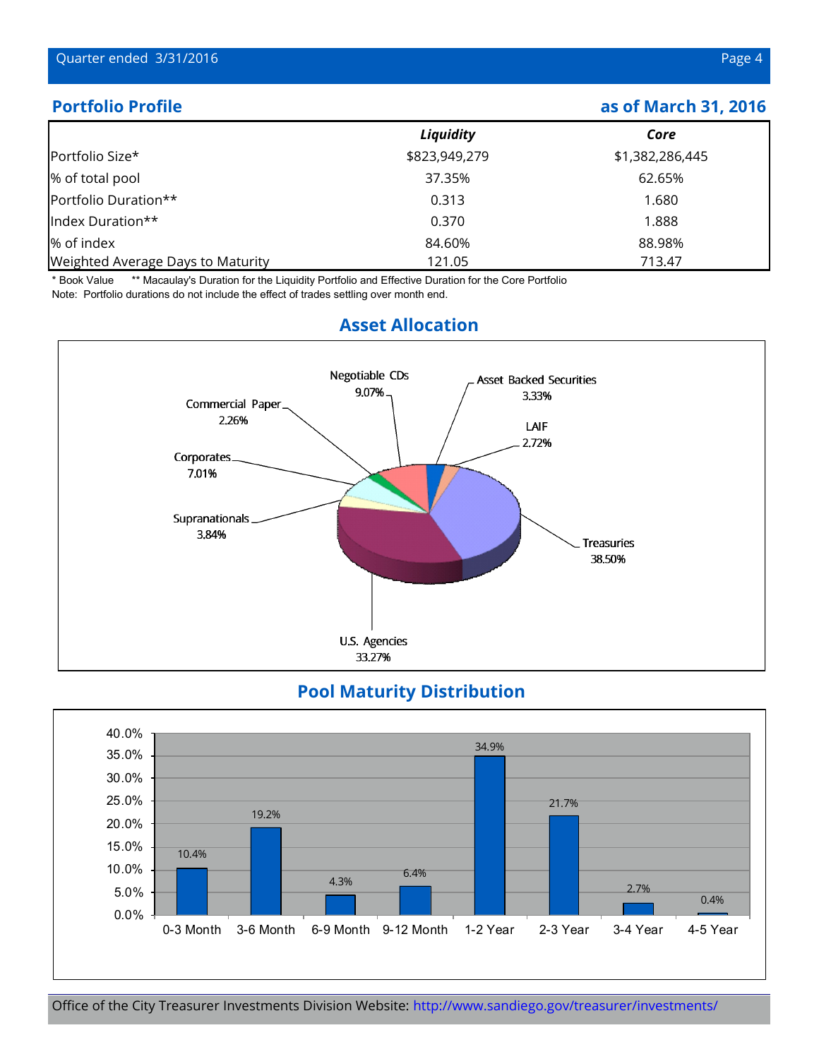## Portfolio Profile

**as of March 31, 2016**

| | *Liquidity* | *Core* |
|---|---|---|
| Portfolio Size* | $823,949,279 | $1,382,286,445 |
| % of total pool | 37.35% | 62.65% |
| Portfolio Duration** | 0.313 | 1.680 |
| Index Duration** | 0.370 | 1.888 |
| % of index | 84.60% | 88.98% |
| Weighted Average Days to Maturity | 121.05 | 713.47 |

\* Book Value    ** Macaulay's Duration for the Liquidity Portfolio and Effective Duration for the Core Portfolio

Note: Portfolio durations do not include the effect of trades settling over month end.

## Asset Allocation

| Asset | % |
|---|---|
| Treasuries | 38.50% |
| U.S. Agencies | 33.27% |
| Negotiable CDs | 9.07% |
| Corporates | 7.01% |
| Supranationals | 3.84% |
| Asset Backed Securities | 3.33% |
| LAIF | 2.72% |
| Commercial Paper | 2.26% |

## Pool Maturity Distribution

| Maturity | % |
|---|---|
| 0-3 Month | 10.4% |
| 3-6 Month | 19.2% |
| 6-9 Month | 4.3% |
| 9-12 Month | 6.4% |
| 1-2 Year | 34.9% |
| 2-3 Year | 21.7% |
| 3-4 Year | 2.7% |
| 4-5 Year | 0.4% |

Office of the City Treasurer Investments Division Website: http://www.sandiego.gov/treasurer/investments/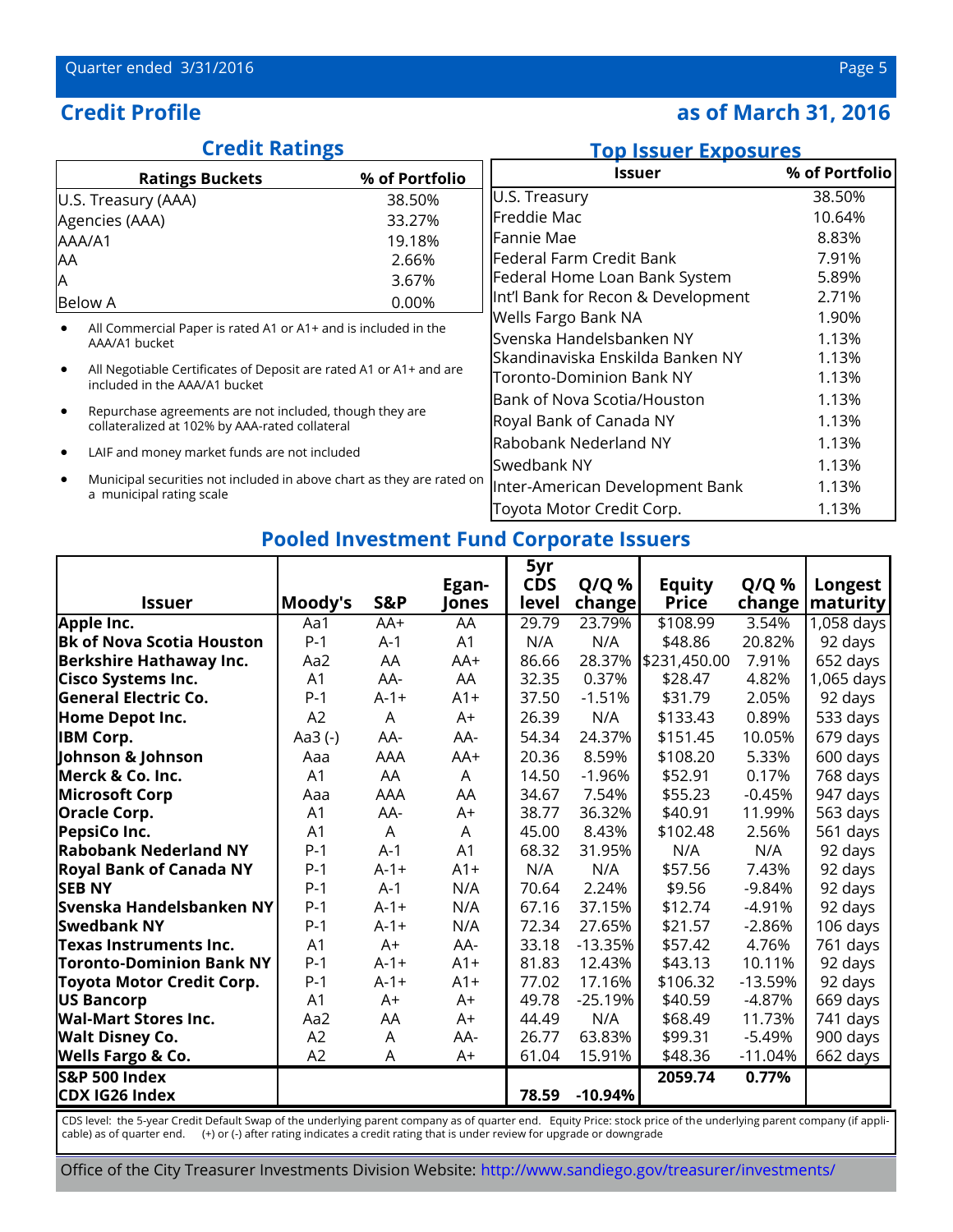## Credit Profile

## as of March 31, 2016

### Credit Ratings

| Ratings Buckets | % of Portfolio |
|---|---|
| U.S. Treasury (AAA) | 38.50% |
| Agencies (AAA) | 33.27% |
| AAA/A1 | 19.18% |
| AA | 2.66% |
| A | 3.67% |
| Below A | 0.00% |

- All Commercial Paper is rated A1 or A1+ and is included in the AAA/A1 bucket
- All Negotiable Certificates of Deposit are rated A1 or A1+ and are included in the AAA/A1 bucket
- Repurchase agreements are not included, though they are collateralized at 102% by AAA-rated collateral
- LAIF and money market funds are not included
- Municipal securities not included in above chart as they are rated on a municipal rating scale

### Top Issuer Exposures

| Issuer | % of Portfolio |
|---|---|
| U.S. Treasury | 38.50% |
| Freddie Mac | 10.64% |
| Fannie Mae | 8.83% |
| Federal Farm Credit Bank | 7.91% |
| Federal Home Loan Bank System | 5.89% |
| Int'l Bank for Recon & Development | 2.71% |
| Wells Fargo Bank NA | 1.90% |
| Svenska Handelsbanken NY | 1.13% |
| Skandinaviska Enskilda Banken NY | 1.13% |
| Toronto-Dominion Bank NY | 1.13% |
| Bank of Nova Scotia/Houston | 1.13% |
| Royal Bank of Canada NY | 1.13% |
| Rabobank Nederland NY | 1.13% |
| Swedbank NY | 1.13% |
| Inter-American Development Bank | 1.13% |
| Toyota Motor Credit Corp. | 1.13% |

### Pooled Investment Fund Corporate Issuers

| Issuer | Moody's | S&P | Egan-Jones | 5yr CDS level | Q/Q % change | Equity Price | Q/Q % change | Longest maturity |
|---|---|---|---|---|---|---|---|---|
| **Apple Inc.** | Aa1 | AA+ | AA | 29.79 | 23.79% | $108.99 | 3.54% | 1,058 days |
| **Bk of Nova Scotia Houston** | P-1 | A-1 | A1 | N/A | N/A | $48.86 | 20.82% | 92 days |
| **Berkshire Hathaway Inc.** | Aa2 | AA | AA+ | 86.66 | 28.37% | $231,450.00 | 7.91% | 652 days |
| **Cisco Systems Inc.** | A1 | AA- | AA | 32.35 | 0.37% | $28.47 | 4.82% | 1,065 days |
| **General Electric Co.** | P-1 | A-1+ | A1+ | 37.50 | -1.51% | $31.79 | 2.05% | 92 days |
| **Home Depot Inc.** | A2 | A | A+ | 26.39 | N/A | $133.43 | 0.89% | 533 days |
| **IBM Corp.** | Aa3 (-) | AA- | AA- | 54.34 | 24.37% | $151.45 | 10.05% | 679 days |
| **Johnson & Johnson** | Aaa | AAA | AA+ | 20.36 | 8.59% | $108.20 | 5.33% | 600 days |
| **Merck & Co. Inc.** | A1 | AA | A | 14.50 | -1.96% | $52.91 | 0.17% | 768 days |
| **Microsoft Corp** | Aaa | AAA | AA | 34.67 | 7.54% | $55.23 | -0.45% | 947 days |
| **Oracle Corp.** | A1 | AA- | A+ | 38.77 | 36.32% | $40.91 | 11.99% | 563 days |
| **PepsiCo Inc.** | A1 | A | A | 45.00 | 8.43% | $102.48 | 2.56% | 561 days |
| **Rabobank Nederland NY** | P-1 | A-1 | A1 | 68.32 | 31.95% | N/A | N/A | 92 days |
| **Royal Bank of Canada NY** | P-1 | A-1+ | A1+ | N/A | N/A | $57.56 | 7.43% | 92 days |
| **SEB NY** | P-1 | A-1 | N/A | 70.64 | 2.24% | $9.56 | -9.84% | 92 days |
| **Svenska Handelsbanken NY** | P-1 | A-1+ | N/A | 67.16 | 37.15% | $12.74 | -4.91% | 92 days |
| **Swedbank NY** | P-1 | A-1+ | N/A | 72.34 | 27.65% | $21.57 | -2.86% | 106 days |
| **Texas Instruments Inc.** | A1 | A+ | AA- | 33.18 | -13.35% | $57.42 | 4.76% | 761 days |
| **Toronto-Dominion Bank NY** | P-1 | A-1+ | A1+ | 81.83 | 12.43% | $43.13 | 10.11% | 92 days |
| **Toyota Motor Credit Corp.** | P-1 | A-1+ | A1+ | 77.02 | 17.16% | $106.32 | -13.59% | 92 days |
| **US Bancorp** | A1 | A+ | A+ | 49.78 | -25.19% | $40.59 | -4.87% | 669 days |
| **Wal-Mart Stores Inc.** | Aa2 | AA | A+ | 44.49 | N/A | $68.49 | 11.73% | 741 days |
| **Walt Disney Co.** | A2 | A | AA- | 26.77 | 63.83% | $99.31 | -5.49% | 900 days |
| **Wells Fargo & Co.** | A2 | A | A+ | 61.04 | 15.91% | $48.36 | -11.04% | 662 days |
| **S&P 500 Index** | | | | | | **2059.74** | **0.77%** | |
| **CDX IG26 Index** | | | | **78.59** | **-10.94%** | | | |

CDS level: the 5-year Credit Default Swap of the underlying parent company as of quarter end. Equity Price: stock price of the underlying parent company (if applicable) as of quarter end. (+) or (-) after rating indicates a credit rating that is under review for upgrade or downgrade

Office of the City Treasurer Investments Division Website: http://www.sandiego.gov/treasurer/investments/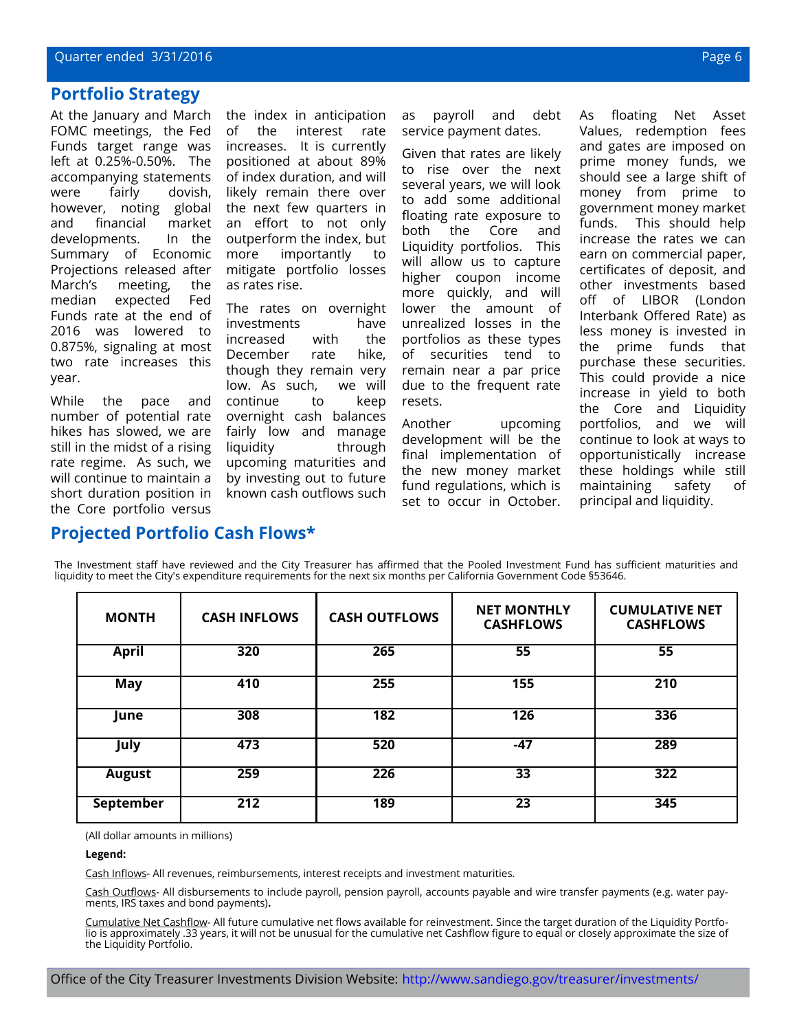## Portfolio Strategy

At the January and March FOMC meetings, the Fed Funds target range was left at 0.25%-0.50%. The accompanying statements were fairly dovish, however, noting global and financial market developments. In the Summary of Economic Projections released after March's meeting, the median expected Fed Funds rate at the end of 2016 was lowered to 0.875%, signaling at most two rate increases this year.

While the pace and number of potential rate hikes has slowed, we are still in the midst of a rising rate regime. As such, we will continue to maintain a short duration position in the Core portfolio versus the index in anticipation of the interest rate increases. It is currently positioned at about 89% of index duration, and will likely remain there over the next few quarters in an effort to not only outperform the index, but more importantly to mitigate portfolio losses as rates rise.

The rates on overnight investments have increased with the December rate hike, though they remain very low. As such, we will continue to keep overnight cash balances fairly low and manage liquidity through upcoming maturities and by investing out to future known cash outflows such as payroll and debt service payment dates.

Given that rates are likely to rise over the next several years, we will look to add some additional floating rate exposure to both the Core and Liquidity portfolios. This will allow us to capture higher coupon income more quickly, and will lower the amount of unrealized losses in the portfolios as these types of securities tend to remain near a par price due to the frequent rate resets.

Another upcoming development will be the final implementation of the new money market fund regulations, which is set to occur in October. As floating Net Asset Values, redemption fees and gates are imposed on prime money funds, we should see a large shift of money from prime to government money market funds. This should help increase the rates we can earn on commercial paper, certificates of deposit, and other investments based off of LIBOR (London Interbank Offered Rate) as less money is invested in the prime funds that purchase these securities. This could provide a nice increase in yield to both the Core and Liquidity portfolios, and we will continue to look at ways to opportunistically increase these holdings while still maintaining safety of principal and liquidity.

## Projected Portfolio Cash Flows*

The Investment staff have reviewed and the City Treasurer has affirmed that the Pooled Investment Fund has sufficient maturities and liquidity to meet the City's expenditure requirements for the next six months per California Government Code §53646.

| MONTH | CASH INFLOWS | CASH OUTFLOWS | NET MONTHLY CASHFLOWS | CUMULATIVE NET CASHFLOWS |
|---|---|---|---|---|
| **April** | **320** | **265** | **55** | **55** |
| **May** | **410** | **255** | **155** | **210** |
| **June** | **308** | **182** | **126** | **336** |
| **July** | **473** | **520** | **-47** | **289** |
| **August** | **259** | **226** | **33** | **322** |
| **September** | **212** | **189** | **23** | **345** |

(All dollar amounts in millions)

**Legend:**

Cash Inflows- All revenues, reimbursements, interest receipts and investment maturities.

Cash Outflows- All disbursements to include payroll, pension payroll, accounts payable and wire transfer payments (e.g. water payments, IRS taxes and bond payments)**.**

Cumulative Net Cashflow- All future cumulative net flows available for reinvestment. Since the target duration of the Liquidity Portfolio is approximately .33 years, it will not be unusual for the cumulative net Cashflow figure to equal or closely approximate the size of the Liquidity Portfolio.

Office of the City Treasurer Investments Division Website: http://www.sandiego.gov/treasurer/investments/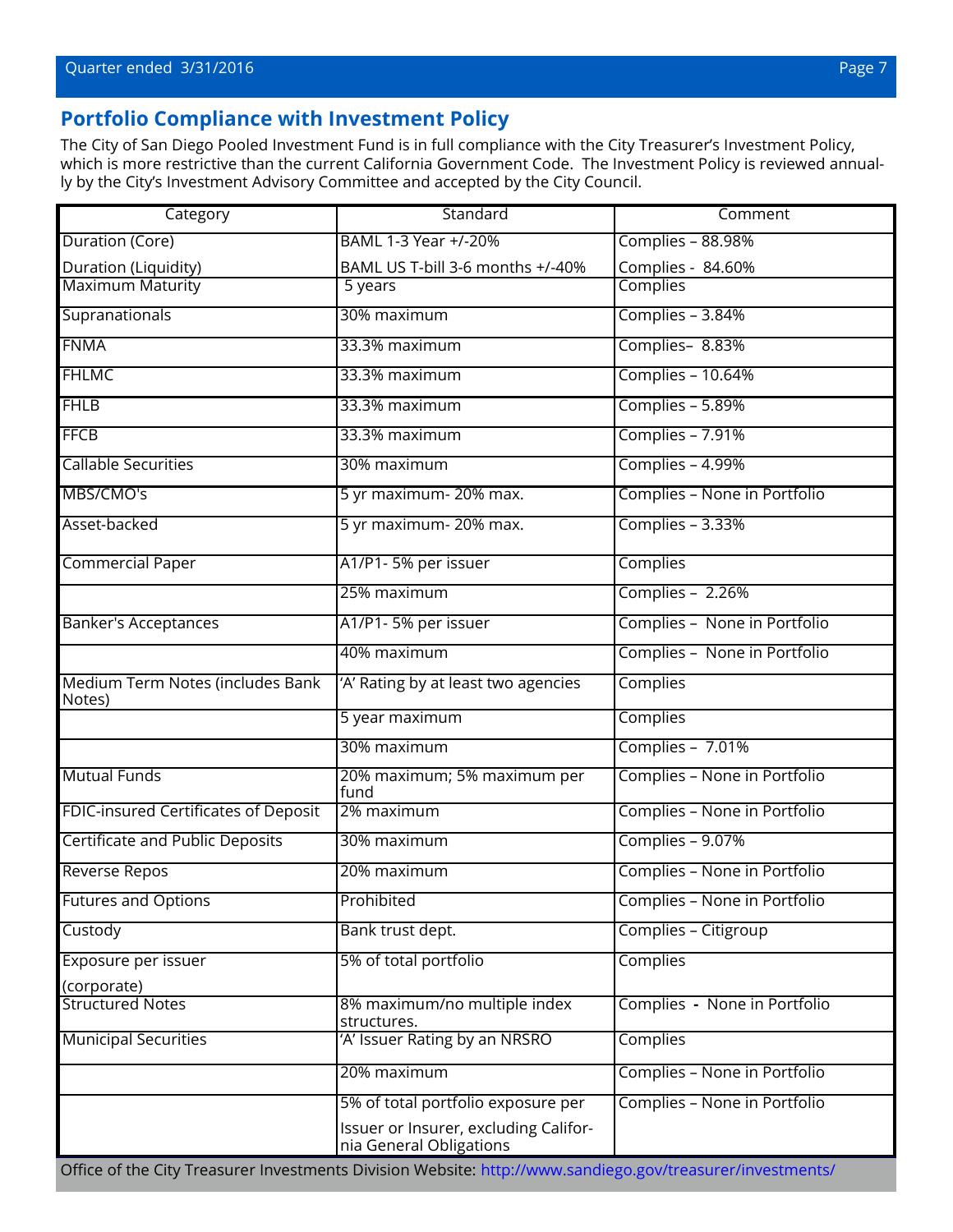## Portfolio Compliance with Investment Policy

The City of San Diego Pooled Investment Fund is in full compliance with the City Treasurer's Investment Policy, which is more restrictive than the current California Government Code. The Investment Policy is reviewed annually by the City's Investment Advisory Committee and accepted by the City Council.

| Category | Standard | Comment |
|---|---|---|
| Duration (Core) | BAML 1-3 Year +/-20% | Complies – 88.98% |
| Duration (Liquidity) | BAML US T-bill 3-6 months +/-40% | Complies - 84.60% |
| Maximum Maturity | 5 years | Complies |
| Supranationals | 30% maximum | Complies – 3.84% |
| FNMA | 33.3% maximum | Complies– 8.83% |
| FHLMC | 33.3% maximum | Complies – 10.64% |
| FHLB | 33.3% maximum | Complies – 5.89% |
| FFCB | 33.3% maximum | Complies – 7.91% |
| Callable Securities | 30% maximum | Complies – 4.99% |
| MBS/CMO's | 5 yr maximum- 20% max. | Complies – None in Portfolio |
| Asset-backed | 5 yr maximum- 20% max. | Complies – 3.33% |
| Commercial Paper | A1/P1- 5% per issuer | Complies |
| | 25% maximum | Complies – 2.26% |
| Banker's Acceptances | A1/P1- 5% per issuer | Complies – None in Portfolio |
| | 40% maximum | Complies – None in Portfolio |
| Medium Term Notes (includes Bank Notes) | 'A' Rating by at least two agencies | Complies |
| | 5 year maximum | Complies |
| | 30% maximum | Complies – 7.01% |
| Mutual Funds | 20% maximum; 5% maximum per fund | Complies – None in Portfolio |
| FDIC-insured Certificates of Deposit | 2% maximum | Complies – None in Portfolio |
| Certificate and Public Deposits | 30% maximum | Complies – 9.07% |
| Reverse Repos | 20% maximum | Complies – None in Portfolio |
| Futures and Options | Prohibited | Complies – None in Portfolio |
| Custody | Bank trust dept. | Complies – Citigroup |
| Exposure per issuer (corporate) | 5% of total portfolio | Complies |
| Structured Notes | 8% maximum/no multiple index structures. | Complies - None in Portfolio |
| Municipal Securities | 'A' Issuer Rating by an NRSRO | Complies |
| | 20% maximum | Complies – None in Portfolio |
| | 5% of total portfolio exposure per Issuer or Insurer, excluding California General Obligations | Complies – None in Portfolio |

Office of the City Treasurer Investments Division Website: http://www.sandiego.gov/treasurer/investments/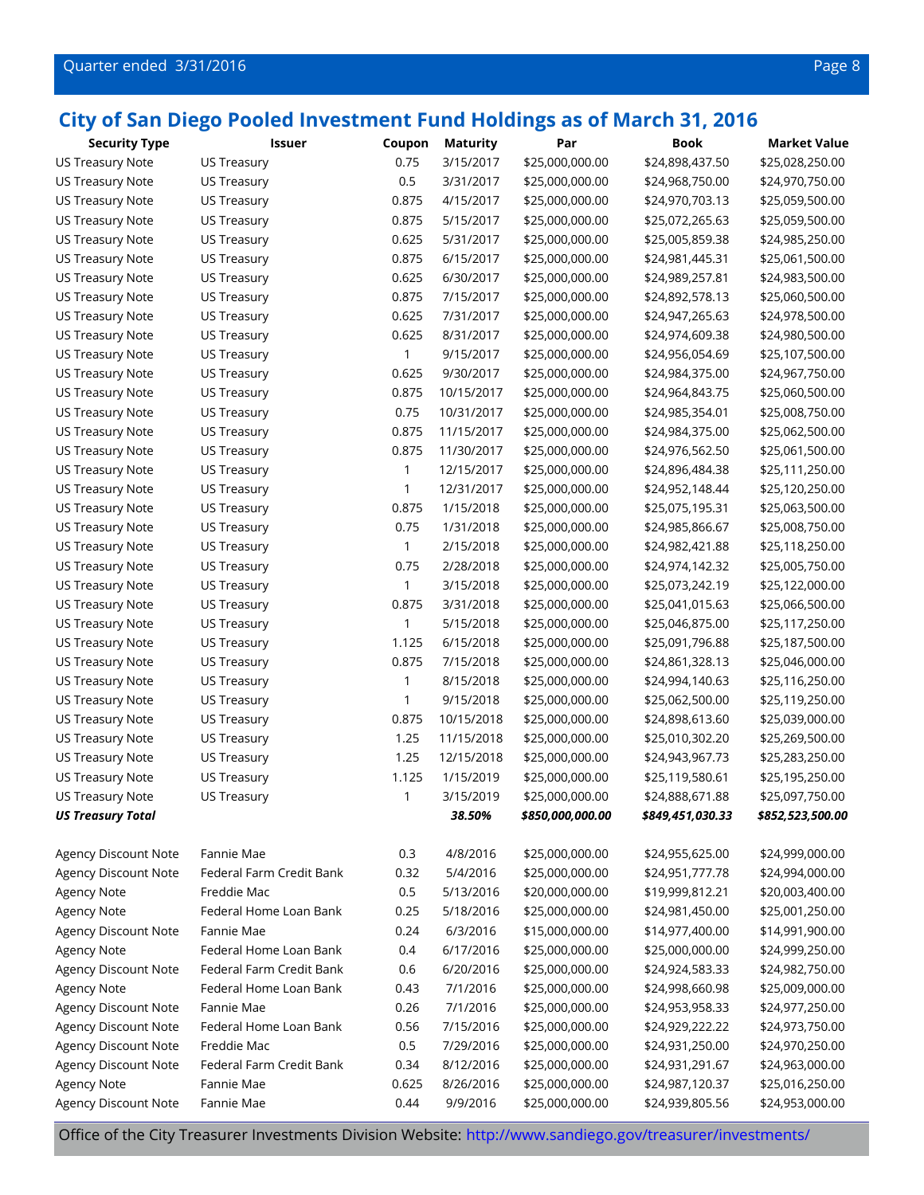## City of San Diego Pooled Investment Fund Holdings as of March 31, 2016

| Security Type | Issuer | Coupon | Maturity | Par | Book | Market Value |
|---|---|---|---|---|---|---|
| US Treasury Note | US Treasury | 0.75 | 3/15/2017 | $25,000,000.00 | $24,898,437.50 | $25,028,250.00 |
| US Treasury Note | US Treasury | 0.5 | 3/31/2017 | $25,000,000.00 | $24,968,750.00 | $24,970,750.00 |
| US Treasury Note | US Treasury | 0.875 | 4/15/2017 | $25,000,000.00 | $24,970,703.13 | $25,059,500.00 |
| US Treasury Note | US Treasury | 0.875 | 5/15/2017 | $25,000,000.00 | $25,072,265.63 | $25,059,500.00 |
| US Treasury Note | US Treasury | 0.625 | 5/31/2017 | $25,000,000.00 | $25,005,859.38 | $24,985,250.00 |
| US Treasury Note | US Treasury | 0.875 | 6/15/2017 | $25,000,000.00 | $24,981,445.31 | $25,061,500.00 |
| US Treasury Note | US Treasury | 0.625 | 6/30/2017 | $25,000,000.00 | $24,989,257.81 | $24,983,500.00 |
| US Treasury Note | US Treasury | 0.875 | 7/15/2017 | $25,000,000.00 | $24,892,578.13 | $25,060,500.00 |
| US Treasury Note | US Treasury | 0.625 | 7/31/2017 | $25,000,000.00 | $24,947,265.63 | $24,978,500.00 |
| US Treasury Note | US Treasury | 0.625 | 8/31/2017 | $25,000,000.00 | $24,974,609.38 | $24,980,500.00 |
| US Treasury Note | US Treasury | 1 | 9/15/2017 | $25,000,000.00 | $24,956,054.69 | $25,107,500.00 |
| US Treasury Note | US Treasury | 0.625 | 9/30/2017 | $25,000,000.00 | $24,984,375.00 | $24,967,750.00 |
| US Treasury Note | US Treasury | 0.875 | 10/15/2017 | $25,000,000.00 | $24,964,843.75 | $25,060,500.00 |
| US Treasury Note | US Treasury | 0.75 | 10/31/2017 | $25,000,000.00 | $24,985,354.01 | $25,008,750.00 |
| US Treasury Note | US Treasury | 0.875 | 11/15/2017 | $25,000,000.00 | $24,984,375.00 | $25,062,500.00 |
| US Treasury Note | US Treasury | 0.875 | 11/30/2017 | $25,000,000.00 | $24,976,562.50 | $25,061,500.00 |
| US Treasury Note | US Treasury | 1 | 12/15/2017 | $25,000,000.00 | $24,896,484.38 | $25,111,250.00 |
| US Treasury Note | US Treasury | 1 | 12/31/2017 | $25,000,000.00 | $24,952,148.44 | $25,120,250.00 |
| US Treasury Note | US Treasury | 0.875 | 1/15/2018 | $25,000,000.00 | $25,075,195.31 | $25,063,500.00 |
| US Treasury Note | US Treasury | 0.75 | 1/31/2018 | $25,000,000.00 | $24,985,866.67 | $25,008,750.00 |
| US Treasury Note | US Treasury | 1 | 2/15/2018 | $25,000,000.00 | $24,982,421.88 | $25,118,250.00 |
| US Treasury Note | US Treasury | 0.75 | 2/28/2018 | $25,000,000.00 | $24,974,142.32 | $25,005,750.00 |
| US Treasury Note | US Treasury | 1 | 3/15/2018 | $25,000,000.00 | $25,073,242.19 | $25,122,000.00 |
| US Treasury Note | US Treasury | 0.875 | 3/31/2018 | $25,000,000.00 | $25,041,015.63 | $25,066,500.00 |
| US Treasury Note | US Treasury | 1 | 5/15/2018 | $25,000,000.00 | $25,046,875.00 | $25,117,250.00 |
| US Treasury Note | US Treasury | 1.125 | 6/15/2018 | $25,000,000.00 | $25,091,796.88 | $25,187,500.00 |
| US Treasury Note | US Treasury | 0.875 | 7/15/2018 | $25,000,000.00 | $24,861,328.13 | $25,046,000.00 |
| US Treasury Note | US Treasury | 1 | 8/15/2018 | $25,000,000.00 | $24,994,140.63 | $25,116,250.00 |
| US Treasury Note | US Treasury | 1 | 9/15/2018 | $25,000,000.00 | $25,062,500.00 | $25,119,250.00 |
| US Treasury Note | US Treasury | 0.875 | 10/15/2018 | $25,000,000.00 | $24,898,613.60 | $25,039,000.00 |
| US Treasury Note | US Treasury | 1.25 | 11/15/2018 | $25,000,000.00 | $25,010,302.20 | $25,269,500.00 |
| US Treasury Note | US Treasury | 1.25 | 12/15/2018 | $25,000,000.00 | $24,943,967.73 | $25,283,250.00 |
| US Treasury Note | US Treasury | 1.125 | 1/15/2019 | $25,000,000.00 | $25,119,580.61 | $25,195,250.00 |
| US Treasury Note | US Treasury | 1 | 3/15/2019 | $25,000,000.00 | $24,888,671.88 | $25,097,750.00 |
| ***US Treasury Total*** | | | ***38.50%*** | ***$850,000,000.00*** | ***$849,451,030.33*** | ***$852,523,500.00*** |
| | | | | | | |
| Agency Discount Note | Fannie Mae | 0.3 | 4/8/2016 | $25,000,000.00 | $24,955,625.00 | $24,999,000.00 |
| Agency Discount Note | Federal Farm Credit Bank | 0.32 | 5/4/2016 | $25,000,000.00 | $24,951,777.78 | $24,994,000.00 |
| Agency Note | Freddie Mac | 0.5 | 5/13/2016 | $20,000,000.00 | $19,999,812.21 | $20,003,400.00 |
| Agency Note | Federal Home Loan Bank | 0.25 | 5/18/2016 | $25,000,000.00 | $24,981,450.00 | $25,001,250.00 |
| Agency Discount Note | Fannie Mae | 0.24 | 6/3/2016 | $15,000,000.00 | $14,977,400.00 | $14,991,900.00 |
| Agency Note | Federal Home Loan Bank | 0.4 | 6/17/2016 | $25,000,000.00 | $25,000,000.00 | $24,999,250.00 |
| Agency Discount Note | Federal Farm Credit Bank | 0.6 | 6/20/2016 | $25,000,000.00 | $24,924,583.33 | $24,982,750.00 |
| Agency Note | Federal Home Loan Bank | 0.43 | 7/1/2016 | $25,000,000.00 | $24,998,660.98 | $25,009,000.00 |
| Agency Discount Note | Fannie Mae | 0.26 | 7/1/2016 | $25,000,000.00 | $24,953,958.33 | $24,977,250.00 |
| Agency Discount Note | Federal Home Loan Bank | 0.56 | 7/15/2016 | $25,000,000.00 | $24,929,222.22 | $24,973,750.00 |
| Agency Discount Note | Freddie Mac | 0.5 | 7/29/2016 | $25,000,000.00 | $24,931,250.00 | $24,970,250.00 |
| Agency Discount Note | Federal Farm Credit Bank | 0.34 | 8/12/2016 | $25,000,000.00 | $24,931,291.67 | $24,963,000.00 |
| Agency Note | Fannie Mae | 0.625 | 8/26/2016 | $25,000,000.00 | $24,987,120.37 | $25,016,250.00 |
| Agency Discount Note | Fannie Mae | 0.44 | 9/9/2016 | $25,000,000.00 | $24,939,805.56 | $24,953,000.00 |

Office of the City Treasurer Investments Division Website: http://www.sandiego.gov/treasurer/investments/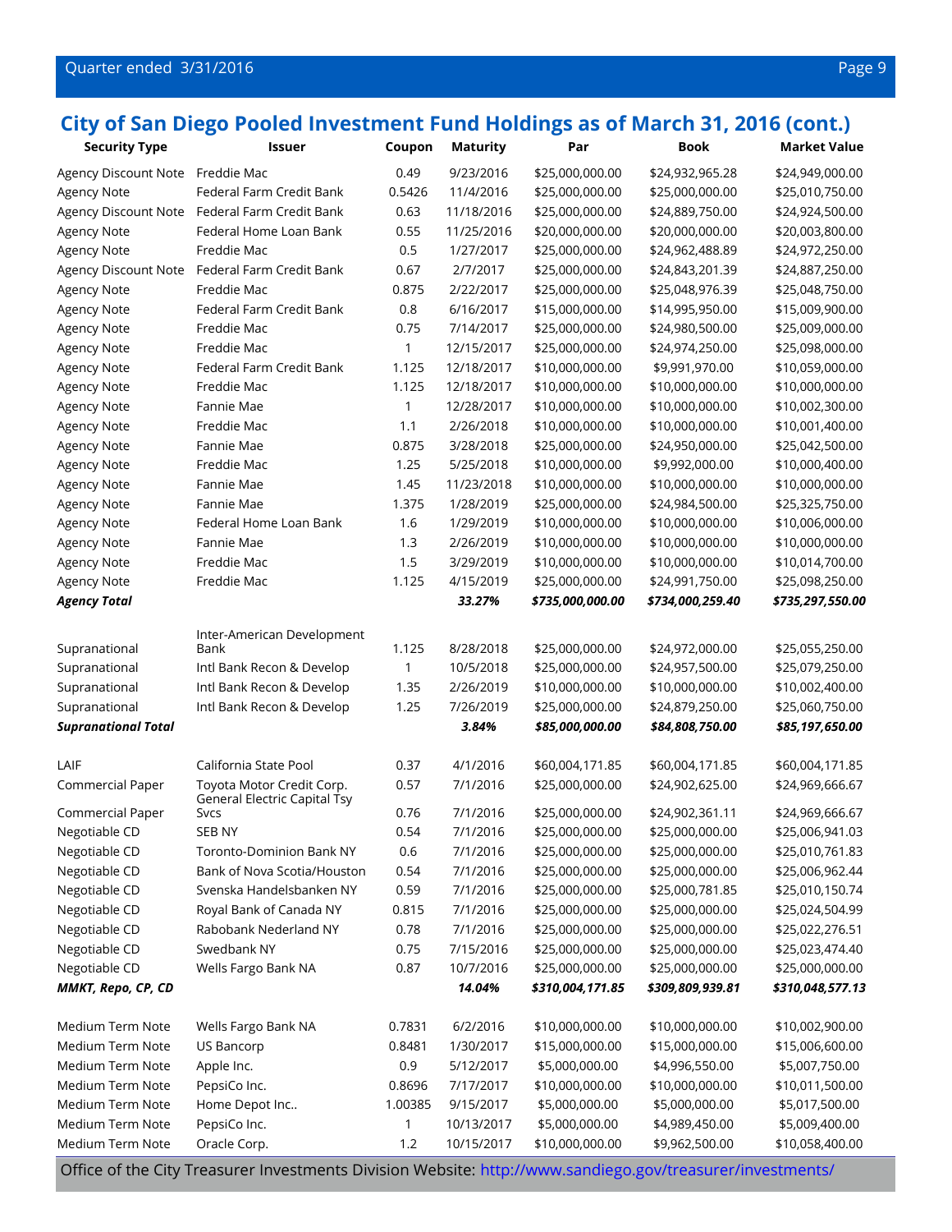## City of San Diego Pooled Investment Fund Holdings as of March 31, 2016 (cont.)

| Security Type | Issuer | Coupon | Maturity | Par | Book | Market Value |
|---|---|---|---|---|---|---|
| Agency Discount Note | Freddie Mac | 0.49 | 9/23/2016 | $25,000,000.00 | $24,932,965.28 | $24,949,000.00 |
| Agency Note | Federal Farm Credit Bank | 0.5426 | 11/4/2016 | $25,000,000.00 | $25,000,000.00 | $25,010,750.00 |
| Agency Discount Note | Federal Farm Credit Bank | 0.63 | 11/18/2016 | $25,000,000.00 | $24,889,750.00 | $24,924,500.00 |
| Agency Note | Federal Home Loan Bank | 0.55 | 11/25/2016 | $20,000,000.00 | $20,000,000.00 | $20,003,800.00 |
| Agency Note | Freddie Mac | 0.5 | 1/27/2017 | $25,000,000.00 | $24,962,488.89 | $24,972,250.00 |
| Agency Discount Note | Federal Farm Credit Bank | 0.67 | 2/7/2017 | $25,000,000.00 | $24,843,201.39 | $24,887,250.00 |
| Agency Note | Freddie Mac | 0.875 | 2/22/2017 | $25,000,000.00 | $25,048,976.39 | $25,048,750.00 |
| Agency Note | Federal Farm Credit Bank | 0.8 | 6/16/2017 | $15,000,000.00 | $14,995,950.00 | $15,009,900.00 |
| Agency Note | Freddie Mac | 0.75 | 7/14/2017 | $25,000,000.00 | $24,980,500.00 | $25,009,000.00 |
| Agency Note | Freddie Mac | 1 | 12/15/2017 | $25,000,000.00 | $24,974,250.00 | $25,098,000.00 |
| Agency Note | Federal Farm Credit Bank | 1.125 | 12/18/2017 | $10,000,000.00 | $9,991,970.00 | $10,059,000.00 |
| Agency Note | Freddie Mac | 1.125 | 12/18/2017 | $10,000,000.00 | $10,000,000.00 | $10,000,000.00 |
| Agency Note | Fannie Mae | 1 | 12/28/2017 | $10,000,000.00 | $10,000,000.00 | $10,002,300.00 |
| Agency Note | Freddie Mac | 1.1 | 2/26/2018 | $10,000,000.00 | $10,000,000.00 | $10,001,400.00 |
| Agency Note | Fannie Mae | 0.875 | 3/28/2018 | $25,000,000.00 | $24,950,000.00 | $25,042,500.00 |
| Agency Note | Freddie Mac | 1.25 | 5/25/2018 | $10,000,000.00 | $9,992,000.00 | $10,000,400.00 |
| Agency Note | Fannie Mae | 1.45 | 11/23/2018 | $10,000,000.00 | $10,000,000.00 | $10,000,000.00 |
| Agency Note | Fannie Mae | 1.375 | 1/28/2019 | $25,000,000.00 | $24,984,500.00 | $25,325,750.00 |
| Agency Note | Federal Home Loan Bank | 1.6 | 1/29/2019 | $10,000,000.00 | $10,000,000.00 | $10,006,000.00 |
| Agency Note | Fannie Mae | 1.3 | 2/26/2019 | $10,000,000.00 | $10,000,000.00 | $10,000,000.00 |
| Agency Note | Freddie Mac | 1.5 | 3/29/2019 | $10,000,000.00 | $10,000,000.00 | $10,014,700.00 |
| Agency Note | Freddie Mac | 1.125 | 4/15/2019 | $25,000,000.00 | $24,991,750.00 | $25,098,250.00 |
| ***Agency Total*** | | | ***33.27%*** | ***$735,000,000.00*** | ***$734,000,259.40*** | ***$735,297,550.00*** |
| | | | | | | |
| Supranational | Inter-American Development Bank | 1.125 | 8/28/2018 | $25,000,000.00 | $24,972,000.00 | $25,055,250.00 |
| Supranational | Intl Bank Recon & Develop | 1 | 10/5/2018 | $25,000,000.00 | $24,957,500.00 | $25,079,250.00 |
| Supranational | Intl Bank Recon & Develop | 1.35 | 2/26/2019 | $10,000,000.00 | $10,000,000.00 | $10,002,400.00 |
| Supranational | Intl Bank Recon & Develop | 1.25 | 7/26/2019 | $25,000,000.00 | $24,879,250.00 | $25,060,750.00 |
| ***Supranational Total*** | | | ***3.84%*** | ***$85,000,000.00*** | ***$84,808,750.00*** | ***$85,197,650.00*** |
| | | | | | | |
| LAIF | California State Pool | 0.37 | 4/1/2016 | $60,004,171.85 | $60,004,171.85 | $60,004,171.85 |
| Commercial Paper | Toyota Motor Credit Corp. | 0.57 | 7/1/2016 | $25,000,000.00 | $24,902,625.00 | $24,969,666.67 |
| Commercial Paper | General Electric Capital Tsy Svcs | 0.76 | 7/1/2016 | $25,000,000.00 | $24,902,361.11 | $24,969,666.67 |
| Negotiable CD | SEB NY | 0.54 | 7/1/2016 | $25,000,000.00 | $25,000,000.00 | $25,006,941.03 |
| Negotiable CD | Toronto-Dominion Bank NY | 0.6 | 7/1/2016 | $25,000,000.00 | $25,000,000.00 | $25,010,761.83 |
| Negotiable CD | Bank of Nova Scotia/Houston | 0.54 | 7/1/2016 | $25,000,000.00 | $25,000,000.00 | $25,006,962.44 |
| Negotiable CD | Svenska Handelsbanken NY | 0.59 | 7/1/2016 | $25,000,000.00 | $25,000,781.85 | $25,010,150.74 |
| Negotiable CD | Royal Bank of Canada NY | 0.815 | 7/1/2016 | $25,000,000.00 | $25,000,000.00 | $25,024,504.99 |
| Negotiable CD | Rabobank Nederland NY | 0.78 | 7/1/2016 | $25,000,000.00 | $25,000,000.00 | $25,022,276.51 |
| Negotiable CD | Swedbank NY | 0.75 | 7/15/2016 | $25,000,000.00 | $25,000,000.00 | $25,023,474.40 |
| Negotiable CD | Wells Fargo Bank NA | 0.87 | 10/7/2016 | $25,000,000.00 | $25,000,000.00 | $25,000,000.00 |
| ***MMKT, Repo, CP, CD*** | | | ***14.04%*** | ***$310,004,171.85*** | ***$309,809,939.81*** | ***$310,048,577.13*** |
| | | | | | | |
| Medium Term Note | Wells Fargo Bank NA | 0.7831 | 6/2/2016 | $10,000,000.00 | $10,000,000.00 | $10,002,900.00 |
| Medium Term Note | US Bancorp | 0.8481 | 1/30/2017 | $15,000,000.00 | $15,000,000.00 | $15,006,600.00 |
| Medium Term Note | Apple Inc. | 0.9 | 5/12/2017 | $5,000,000.00 | $4,996,550.00 | $5,007,750.00 |
| Medium Term Note | PepsiCo Inc. | 0.8696 | 7/17/2017 | $10,000,000.00 | $10,000,000.00 | $10,011,500.00 |
| Medium Term Note | Home Depot Inc.. | 1.00385 | 9/15/2017 | $5,000,000.00 | $5,000,000.00 | $5,017,500.00 |
| Medium Term Note | PepsiCo Inc. | 1 | 10/13/2017 | $5,000,000.00 | $4,989,450.00 | $5,009,400.00 |
| Medium Term Note | Oracle Corp. | 1.2 | 10/15/2017 | $10,000,000.00 | $9,962,500.00 | $10,058,400.00 |

Office of the City Treasurer Investments Division Website: http://www.sandiego.gov/treasurer/investments/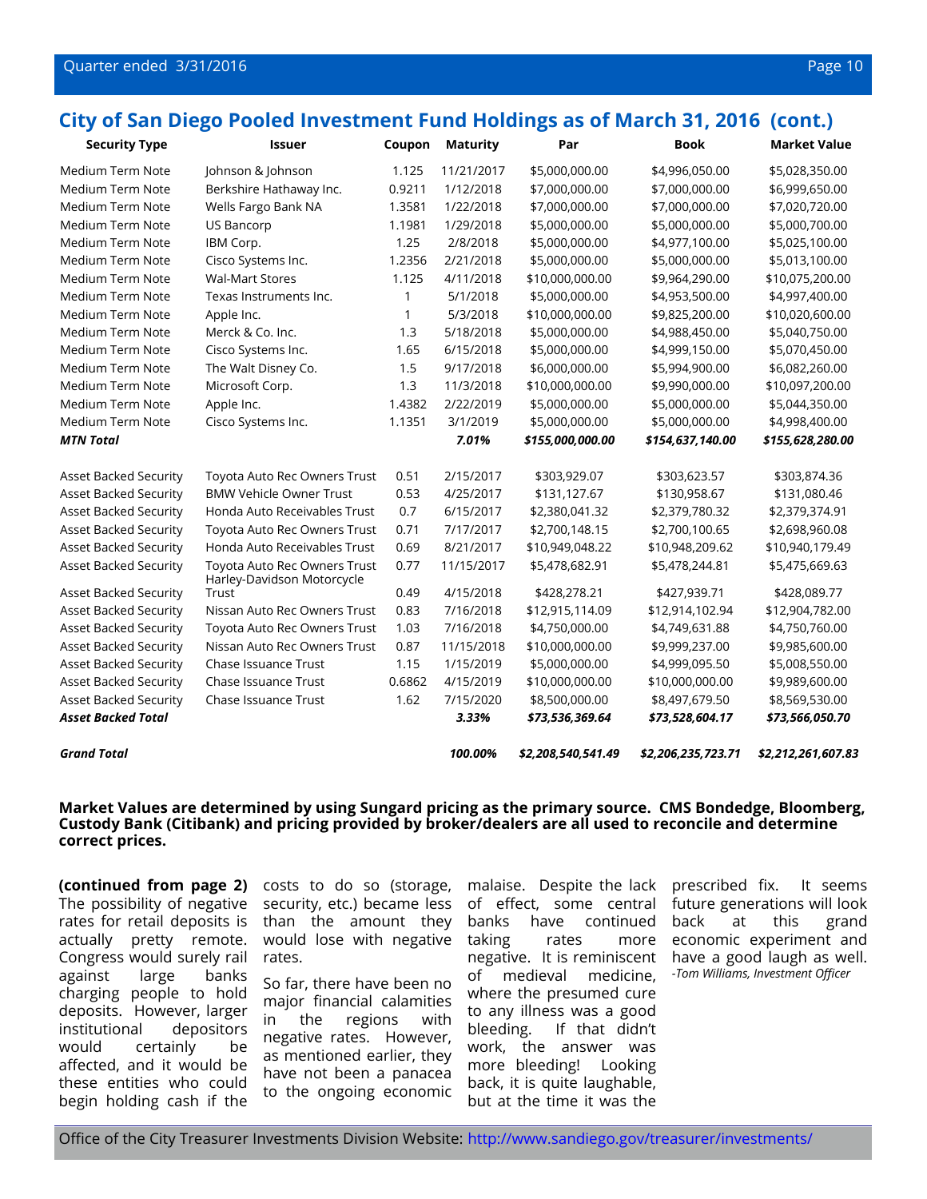## City of San Diego Pooled Investment Fund Holdings as of March 31, 2016 (cont.)

| Security Type | Issuer | Coupon | Maturity | Par | Book | Market Value |
|---|---|---|---|---|---|---|
| Medium Term Note | Johnson & Johnson | 1.125 | 11/21/2017 | $5,000,000.00 | $4,996,050.00 | $5,028,350.00 |
| Medium Term Note | Berkshire Hathaway Inc. | 0.9211 | 1/12/2018 | $7,000,000.00 | $7,000,000.00 | $6,999,650.00 |
| Medium Term Note | Wells Fargo Bank NA | 1.3581 | 1/22/2018 | $7,000,000.00 | $7,000,000.00 | $7,020,720.00 |
| Medium Term Note | US Bancorp | 1.1981 | 1/29/2018 | $5,000,000.00 | $5,000,000.00 | $5,000,700.00 |
| Medium Term Note | IBM Corp. | 1.25 | 2/8/2018 | $5,000,000.00 | $4,977,100.00 | $5,025,100.00 |
| Medium Term Note | Cisco Systems Inc. | 1.2356 | 2/21/2018 | $5,000,000.00 | $5,000,000.00 | $5,013,100.00 |
| Medium Term Note | Wal-Mart Stores | 1.125 | 4/11/2018 | $10,000,000.00 | $9,964,290.00 | $10,075,200.00 |
| Medium Term Note | Texas Instruments Inc. | 1 | 5/1/2018 | $5,000,000.00 | $4,953,500.00 | $4,997,400.00 |
| Medium Term Note | Apple Inc. | 1 | 5/3/2018 | $10,000,000.00 | $9,825,200.00 | $10,020,600.00 |
| Medium Term Note | Merck & Co. Inc. | 1.3 | 5/18/2018 | $5,000,000.00 | $4,988,450.00 | $5,040,750.00 |
| Medium Term Note | Cisco Systems Inc. | 1.65 | 6/15/2018 | $5,000,000.00 | $4,999,150.00 | $5,070,450.00 |
| Medium Term Note | The Walt Disney Co. | 1.5 | 9/17/2018 | $6,000,000.00 | $5,994,900.00 | $6,082,260.00 |
| Medium Term Note | Microsoft Corp. | 1.3 | 11/3/2018 | $10,000,000.00 | $9,990,000.00 | $10,097,200.00 |
| Medium Term Note | Apple Inc. | 1.4382 | 2/22/2019 | $5,000,000.00 | $5,000,000.00 | $5,044,350.00 |
| Medium Term Note | Cisco Systems Inc. | 1.1351 | 3/1/2019 | $5,000,000.00 | $5,000,000.00 | $4,998,400.00 |
| ***MTN Total*** | | | ***7.01%*** | ***$155,000,000.00*** | ***$154,637,140.00*** | ***$155,628,280.00*** |
| | | | | | | |
| Asset Backed Security | Toyota Auto Rec Owners Trust | 0.51 | 2/15/2017 | $303,929.07 | $303,623.57 | $303,874.36 |
| Asset Backed Security | BMW Vehicle Owner Trust | 0.53 | 4/25/2017 | $131,127.67 | $130,958.67 | $131,080.46 |
| Asset Backed Security | Honda Auto Receivables Trust | 0.7 | 6/15/2017 | $2,380,041.32 | $2,379,780.32 | $2,379,374.91 |
| Asset Backed Security | Toyota Auto Rec Owners Trust | 0.71 | 7/17/2017 | $2,700,148.15 | $2,700,100.65 | $2,698,960.08 |
| Asset Backed Security | Honda Auto Receivables Trust | 0.69 | 8/21/2017 | $10,949,048.22 | $10,948,209.62 | $10,940,179.49 |
| Asset Backed Security | Toyota Auto Rec Owners Trust | 0.77 | 11/15/2017 | $5,478,682.91 | $5,478,244.81 | $5,475,669.63 |
| Asset Backed Security | Harley-Davidson Motorcycle Trust | 0.49 | 4/15/2018 | $428,278.21 | $427,939.71 | $428,089.77 |
| Asset Backed Security | Nissan Auto Rec Owners Trust | 0.83 | 7/16/2018 | $12,915,114.09 | $12,914,102.94 | $12,904,782.00 |
| Asset Backed Security | Toyota Auto Rec Owners Trust | 1.03 | 7/16/2018 | $4,750,000.00 | $4,749,631.88 | $4,750,760.00 |
| Asset Backed Security | Nissan Auto Rec Owners Trust | 0.87 | 11/15/2018 | $10,000,000.00 | $9,999,237.00 | $9,985,600.00 |
| Asset Backed Security | Chase Issuance Trust | 1.15 | 1/15/2019 | $5,000,000.00 | $4,999,095.50 | $5,008,550.00 |
| Asset Backed Security | Chase Issuance Trust | 0.6862 | 4/15/2019 | $10,000,000.00 | $10,000,000.00 | $9,989,600.00 |
| Asset Backed Security | Chase Issuance Trust | 1.62 | 7/15/2020 | $8,500,000.00 | $8,497,679.50 | $8,569,530.00 |
| ***Asset Backed Total*** | | | ***3.33%*** | ***$73,536,369.64*** | ***$73,528,604.17*** | ***$73,566,050.70*** |
| | | | | | | |
| ***Grand Total*** | | | ***100.00%*** | ***$2,208,540,541.49*** | ***$2,206,235,723.71*** | ***$2,212,261,607.83*** |

**Market Values are determined by using Sungard pricing as the primary source. CMS Bondedge, Bloomberg, Custody Bank (Citibank) and pricing provided by broker/dealers are all used to reconcile and determine correct prices.**

**(continued from page 2)** The possibility of negative rates for retail deposits is actually pretty remote. Congress would surely rail against large banks charging people to hold deposits. However, larger institutional depositors would certainly be affected, and it would be these entities who could begin holding cash if the costs to do so (storage, security, etc.) became less than the amount they would lose with negative rates.

So far, there have been no major financial calamities in the regions with negative rates. However, as mentioned earlier, they have not been a panacea to the ongoing economic malaise. Despite the lack of effect, some central banks have continued taking rates more negative. It is reminiscent of medieval medicine, where the presumed cure to any illness was a good bleeding. If that didn't work, the answer was more bleeding! Looking back, it is quite laughable, but at the time it was the prescribed fix. It seems future generations will look back at this grand economic experiment and have a good laugh as well.

*-Tom Williams, Investment Officer*

Office of the City Treasurer Investments Division Website: http://www.sandiego.gov/treasurer/investments/